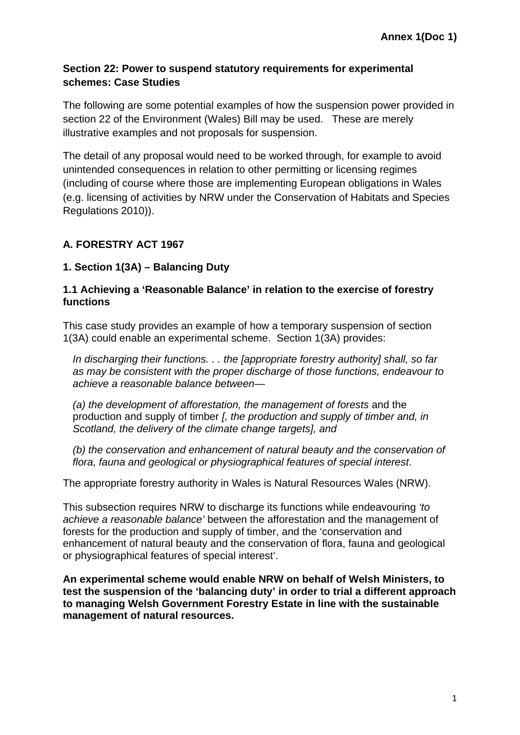**Annex 1(Doc 1)**

**Section 22: Power to suspend statutory requirements for experimental schemes: Case Studies**

The following are some potential examples of how the suspension power provided in section 22 of the Environment (Wales) Bill may be used. These are merely illustrative examples and not proposals for suspension.

The detail of any proposal would need to be worked through, for example to avoid unintended consequences in relation to other permitting or licensing regimes (including of course where those are implementing European obligations in Wales (e.g. licensing of activities by NRW under the Conservation of Habitats and Species Regulations 2010)).

## A. FORESTRY ACT 1967

### 1. Section 1(3A) – Balancing Duty

#### 1.1 Achieving a 'Reasonable Balance' in relation to the exercise of forestry functions

This case study provides an example of how a temporary suspension of section 1(3A) could enable an experimental scheme. Section 1(3A) provides:

> *In discharging their functions. . . the [appropriate forestry authority] shall, so far as may be consistent with the proper discharge of those functions, endeavour to achieve a reasonable balance between—*
>
> *(a) the development of afforestation, the management of forests* and the production and supply of timber *[, the production and supply of timber and, in Scotland, the delivery of the climate change targets], and*
>
> *(b) the conservation and enhancement of natural beauty and the conservation of flora, fauna and geological or physiographical features of special interest*.

The appropriate forestry authority in Wales is Natural Resources Wales (NRW).

This subsection requires NRW to discharge its functions while endeavouring *'to achieve a reasonable balance'* between the afforestation and the management of forests for the production and supply of timber, and the 'conservation and enhancement of natural beauty and the conservation of flora, fauna and geological or physiographical features of special interest'.

**An experimental scheme would enable NRW on behalf of Welsh Ministers, to test the suspension of the 'balancing duty' in order to trial a different approach to managing Welsh Government Forestry Estate in line with the sustainable management of natural resources.**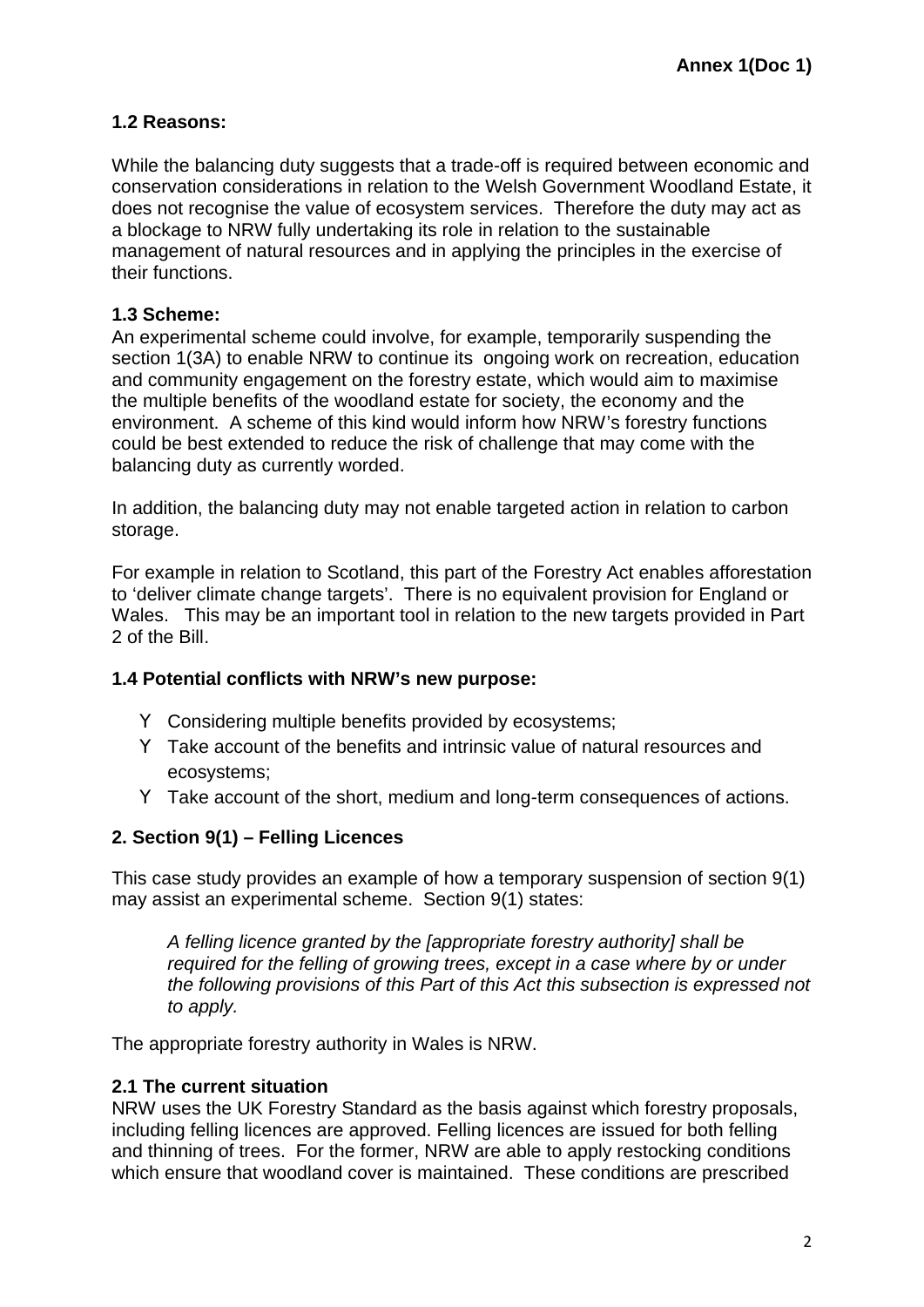Annex 1(Doc 1)

### 1.2 Reasons:

While the balancing duty suggests that a trade-off is required between economic and conservation considerations in relation to the Welsh Government Woodland Estate, it does not recognise the value of ecosystem services. Therefore the duty may act as a blockage to NRW fully undertaking its role in relation to the sustainable management of natural resources and in applying the principles in the exercise of their functions.

### 1.3 Scheme:

An experimental scheme could involve, for example, temporarily suspending the section 1(3A) to enable NRW to continue its ongoing work on recreation, education and community engagement on the forestry estate, which would aim to maximise the multiple benefits of the woodland estate for society, the economy and the environment. A scheme of this kind would inform how NRW's forestry functions could be best extended to reduce the risk of challenge that may come with the balancing duty as currently worded.

In addition, the balancing duty may not enable targeted action in relation to carbon storage.

For example in relation to Scotland, this part of the Forestry Act enables afforestation to 'deliver climate change targets'. There is no equivalent provision for England or Wales. This may be an important tool in relation to the new targets provided in Part 2 of the Bill.

### 1.4 Potential conflicts with NRW's new purpose:

- Considering multiple benefits provided by ecosystems;
- Take account of the benefits and intrinsic value of natural resources and ecosystems;
- Take account of the short, medium and long-term consequences of actions.

## 2. Section 9(1) – Felling Licences

This case study provides an example of how a temporary suspension of section 9(1) may assist an experimental scheme. Section 9(1) states:

> *A felling licence granted by the [appropriate forestry authority] shall be required for the felling of growing trees, except in a case where by or under the following provisions of this Part of this Act this subsection is expressed not to apply.*

The appropriate forestry authority in Wales is NRW.

### 2.1 The current situation

NRW uses the UK Forestry Standard as the basis against which forestry proposals, including felling licences are approved. Felling licences are issued for both felling and thinning of trees. For the former, NRW are able to apply restocking conditions which ensure that woodland cover is maintained. These conditions are prescribed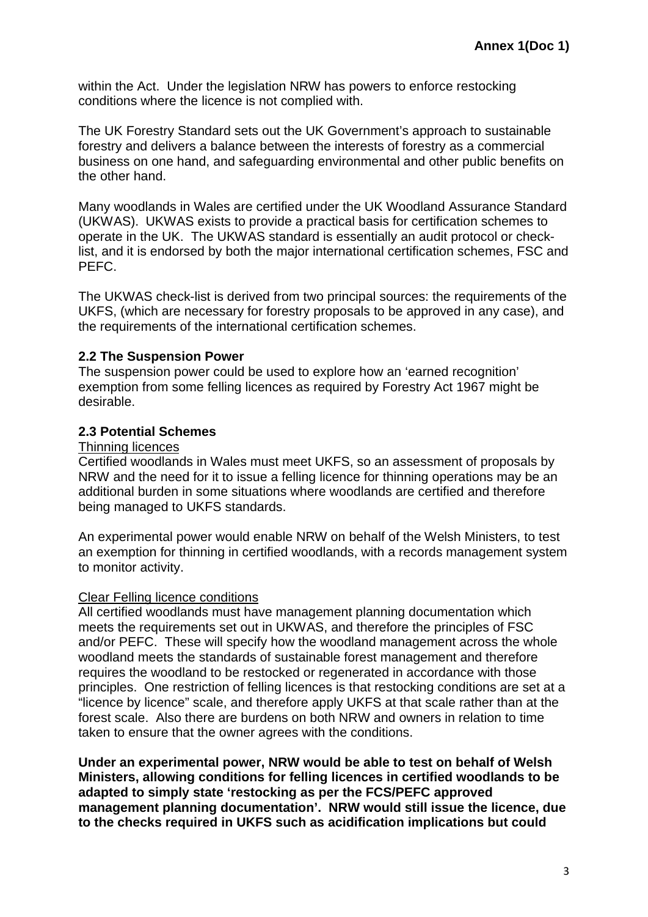within the Act. Under the legislation NRW has powers to enforce restocking conditions where the licence is not complied with.

The UK Forestry Standard sets out the UK Government's approach to sustainable forestry and delivers a balance between the interests of forestry as a commercial business on one hand, and safeguarding environmental and other public benefits on the other hand.

Many woodlands in Wales are certified under the UK Woodland Assurance Standard (UKWAS). UKWAS exists to provide a practical basis for certification schemes to operate in the UK. The UKWAS standard is essentially an audit protocol or check-list, and it is endorsed by both the major international certification schemes, FSC and PEFC.

The UKWAS check-list is derived from two principal sources: the requirements of the UKFS, (which are necessary for forestry proposals to be approved in any case), and the requirements of the international certification schemes.

### 2.2 The Suspension Power

The suspension power could be used to explore how an 'earned recognition' exemption from some felling licences as required by Forestry Act 1967 might be desirable.

### 2.3 Potential Schemes

Thinning licences

Certified woodlands in Wales must meet UKFS, so an assessment of proposals by NRW and the need for it to issue a felling licence for thinning operations may be an additional burden in some situations where woodlands are certified and therefore being managed to UKFS standards.

An experimental power would enable NRW on behalf of the Welsh Ministers, to test an exemption for thinning in certified woodlands, with a records management system to monitor activity.

Clear Felling licence conditions

All certified woodlands must have management planning documentation which meets the requirements set out in UKWAS, and therefore the principles of FSC and/or PEFC. These will specify how the woodland management across the whole woodland meets the standards of sustainable forest management and therefore requires the woodland to be restocked or regenerated in accordance with those principles. One restriction of felling licences is that restocking conditions are set at a "licence by licence" scale, and therefore apply UKFS at that scale rather than at the forest scale. Also there are burdens on both NRW and owners in relation to time taken to ensure that the owner agrees with the conditions.

**Under an experimental power, NRW would be able to test on behalf of Welsh Ministers, allowing conditions for felling licences in certified woodlands to be adapted to simply state 'restocking as per the FCS/PEFC approved management planning documentation'. NRW would still issue the licence, due to the checks required in UKFS such as acidification implications but could**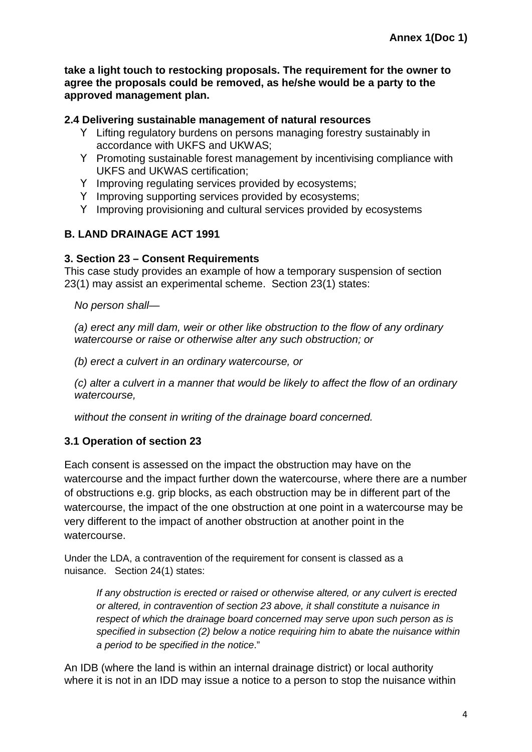**take a light touch to restocking proposals. The requirement for the owner to agree the proposals could be removed, as he/she would be a party to the approved management plan.**

### 2.4 Delivering sustainable management of natural resources

- Lifting regulatory burdens on persons managing forestry sustainably in accordance with UKFS and UKWAS;
- Promoting sustainable forest management by incentivising compliance with UKFS and UKWAS certification;
- Improving regulating services provided by ecosystems;
- Improving supporting services provided by ecosystems;
- Improving provisioning and cultural services provided by ecosystems

## B. LAND DRAINAGE ACT 1991

### 3. Section 23 – Consent Requirements

This case study provides an example of how a temporary suspension of section 23(1) may assist an experimental scheme. Section 23(1) states:

*No person shall—*

*(a) erect any mill dam, weir or other like obstruction to the flow of any ordinary watercourse or raise or otherwise alter any such obstruction; or*

*(b) erect a culvert in an ordinary watercourse, or*

*(c) alter a culvert in a manner that would be likely to affect the flow of an ordinary watercourse,*

*without the consent in writing of the drainage board concerned.*

### 3.1 Operation of section 23

Each consent is assessed on the impact the obstruction may have on the watercourse and the impact further down the watercourse, where there are a number of obstructions e.g. grip blocks, as each obstruction may be in different part of the watercourse, the impact of the one obstruction at one point in a watercourse may be very different to the impact of another obstruction at another point in the watercourse.

Under the LDA, a contravention of the requirement for consent is classed as a nuisance. Section 24(1) states:

> *If any obstruction is erected or raised or otherwise altered, or any culvert is erected or altered, in contravention of section 23 above, it shall constitute a nuisance in respect of which the drainage board concerned may serve upon such person as is specified in subsection (2) below a notice requiring him to abate the nuisance within a period to be specified in the notice*."

An IDB (where the land is within an internal drainage district) or local authority where it is not in an IDD may issue a notice to a person to stop the nuisance within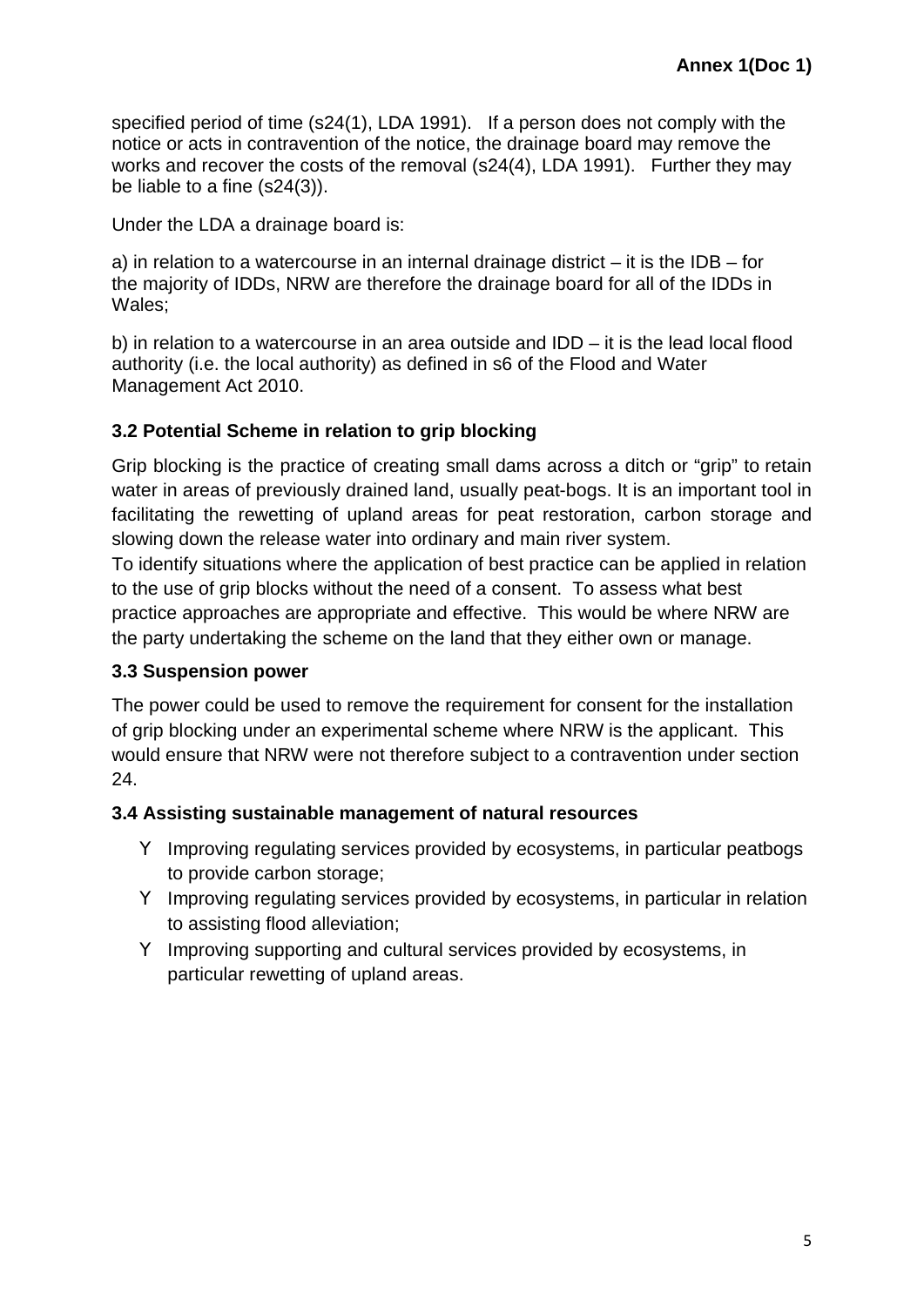specified period of time (s24(1), LDA 1991). If a person does not comply with the notice or acts in contravention of the notice, the drainage board may remove the works and recover the costs of the removal (s24(4), LDA 1991). Further they may be liable to a fine (s24(3)).

Under the LDA a drainage board is:

a) in relation to a watercourse in an internal drainage district – it is the IDB – for the majority of IDDs, NRW are therefore the drainage board for all of the IDDs in Wales;

b) in relation to a watercourse in an area outside and IDD – it is the lead local flood authority (i.e. the local authority) as defined in s6 of the Flood and Water Management Act 2010.

### 3.2 Potential Scheme in relation to grip blocking

Grip blocking is the practice of creating small dams across a ditch or "grip" to retain water in areas of previously drained land, usually peat-bogs. It is an important tool in facilitating the rewetting of upland areas for peat restoration, carbon storage and slowing down the release water into ordinary and main river system.

To identify situations where the application of best practice can be applied in relation to the use of grip blocks without the need of a consent. To assess what best practice approaches are appropriate and effective. This would be where NRW are the party undertaking the scheme on the land that they either own or manage.

### 3.3 Suspension power

The power could be used to remove the requirement for consent for the installation of grip blocking under an experimental scheme where NRW is the applicant. This would ensure that NRW were not therefore subject to a contravention under section 24.

### 3.4 Assisting sustainable management of natural resources

- Improving regulating services provided by ecosystems, in particular peatbogs to provide carbon storage;
- Improving regulating services provided by ecosystems, in particular in relation to assisting flood alleviation;
- Improving supporting and cultural services provided by ecosystems, in particular rewetting of upland areas.